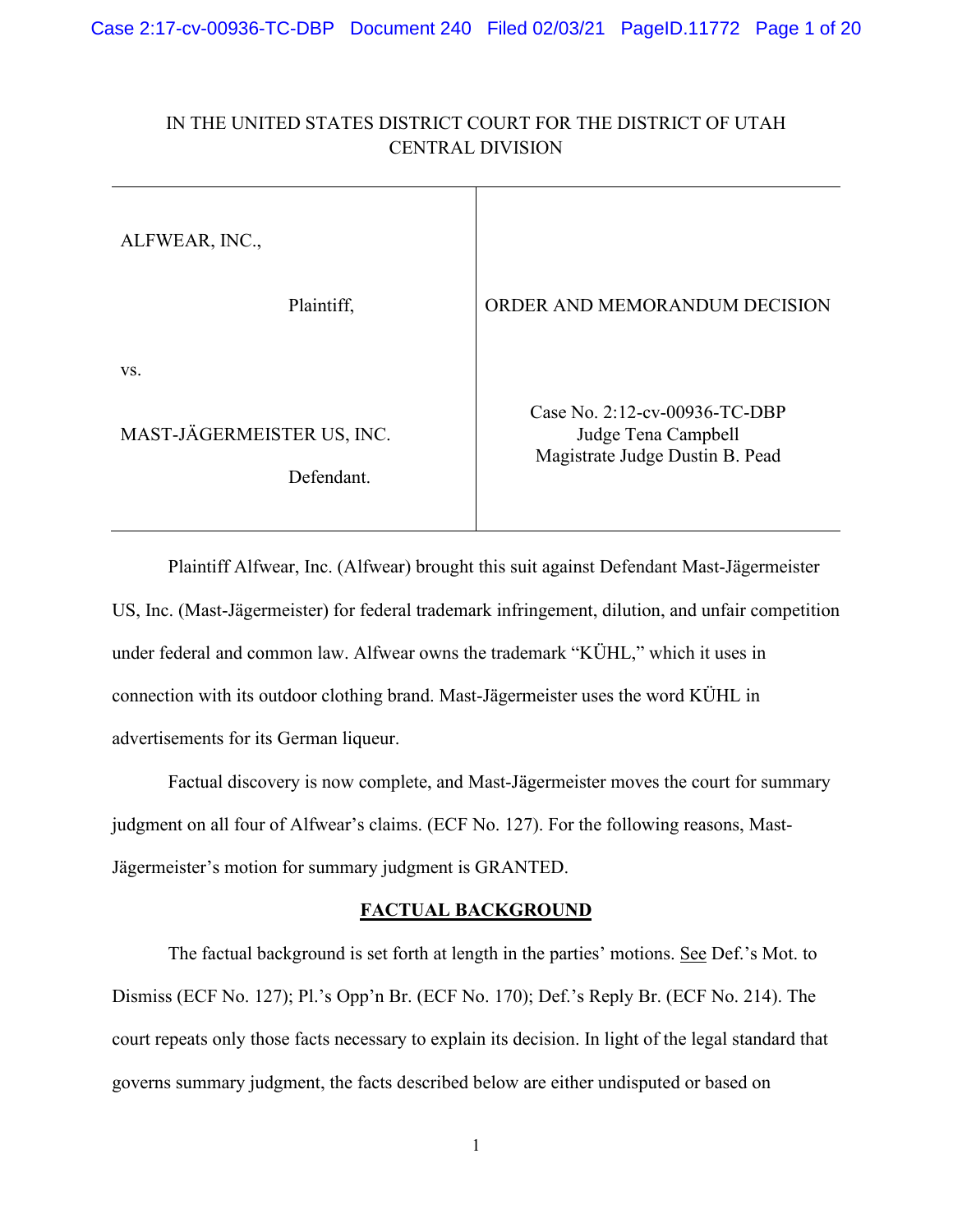IN THE UNITED STATES DISTRICT COURT FOR THE DISTRICT OF UTAH
CENTRAL DIVISION

| | |
|---|---|
| ALFWEAR, INC., <br><br> Plaintiff, <br><br> vs. <br><br> MAST-JÄGERMEISTER US, INC. <br><br> Defendant. | ORDER AND MEMORANDUM DECISION <br><br> Case No. 2:12-cv-00936-TC-DBP <br> Judge Tena Campbell <br> Magistrate Judge Dustin B. Pead |

Plaintiff Alfwear, Inc. (Alfwear) brought this suit against Defendant Mast-Jägermeister US, Inc. (Mast-Jägermeister) for federal trademark infringement, dilution, and unfair competition under federal and common law. Alfwear owns the trademark "KÜHL," which it uses in connection with its outdoor clothing brand. Mast-Jägermeister uses the word KÜHL in advertisements for its German liqueur.

Factual discovery is now complete, and Mast-Jägermeister moves the court for summary judgment on all four of Alfwear's claims. (ECF No. 127). For the following reasons, Mast-Jägermeister's motion for summary judgment is GRANTED.

## FACTUAL BACKGROUND

The factual background is set forth at length in the parties' motions. See Def.'s Mot. to Dismiss (ECF No. 127); Pl.'s Opp'n Br. (ECF No. 170); Def.'s Reply Br. (ECF No. 214). The court repeats only those facts necessary to explain its decision. In light of the legal standard that governs summary judgment, the facts described below are either undisputed or based on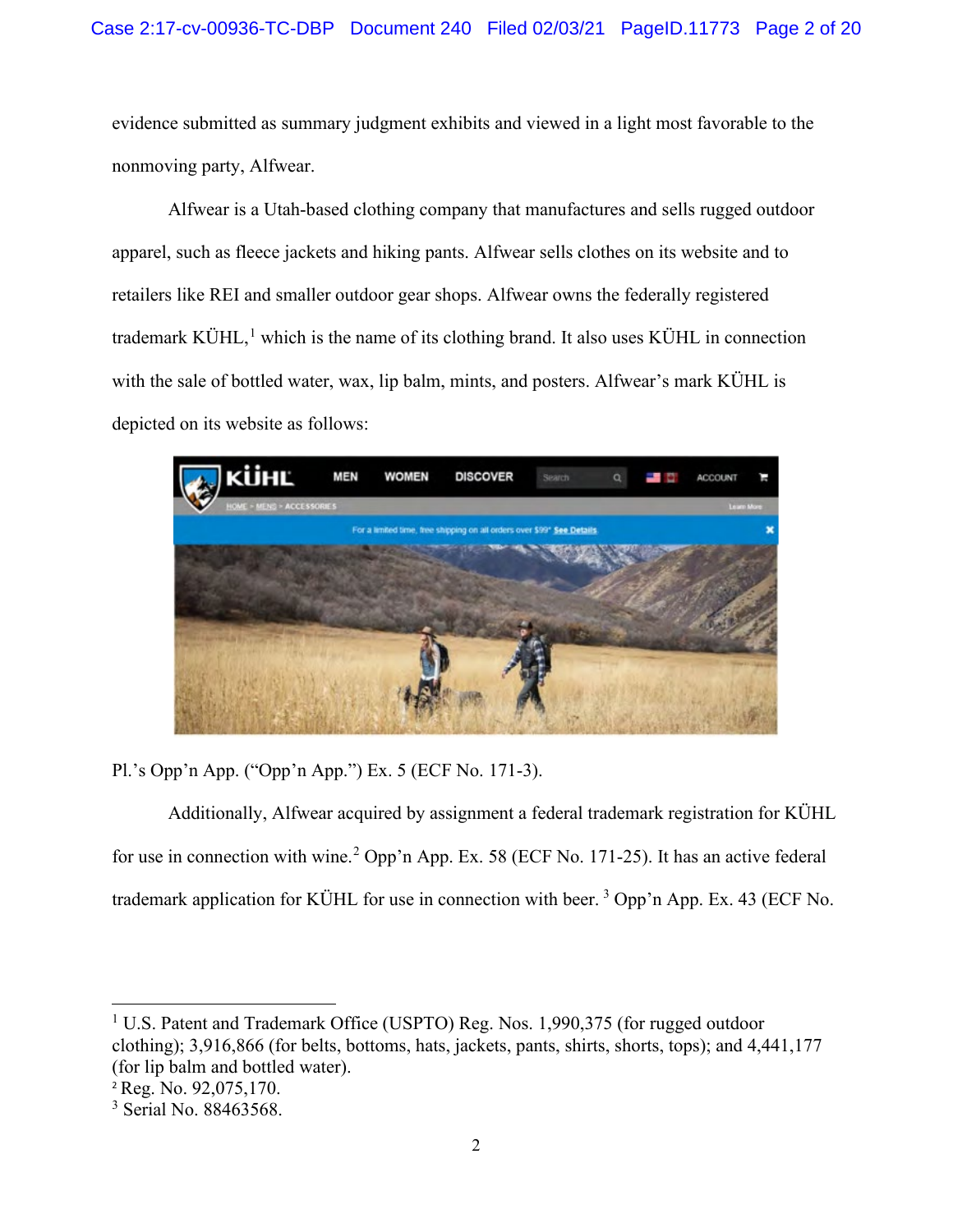evidence submitted as summary judgment exhibits and viewed in a light most favorable to the nonmoving party, Alfwear.

Alfwear is a Utah-based clothing company that manufactures and sells rugged outdoor apparel, such as fleece jackets and hiking pants. Alfwear sells clothes on its website and to retailers like REI and smaller outdoor gear shops. Alfwear owns the federally registered trademark KÜHL,[1] which is the name of its clothing brand. It also uses KÜHL in connection with the sale of bottled water, wax, lip balm, mints, and posters. Alfwear's mark KÜHL is depicted on its website as follows:

Pl.'s Opp'n App. ("Opp'n App.") Ex. 5 (ECF No. 171-3).

Additionally, Alfwear acquired by assignment a federal trademark registration for KÜHL for use in connection with wine.[2] Opp'n App. Ex. 58 (ECF No. 171-25). It has an active federal trademark application for KÜHL for use in connection with beer. [3] Opp'n App. Ex. 43 (ECF No.

---

[1] U.S. Patent and Trademark Office (USPTO) Reg. Nos. 1,990,375 (for rugged outdoor clothing); 3,916,866 (for belts, bottoms, hats, jackets, pants, shirts, shorts, tops); and 4,441,177 (for lip balm and bottled water).

[2] Reg. No. 92,075,170.

[3] Serial No. 88463568.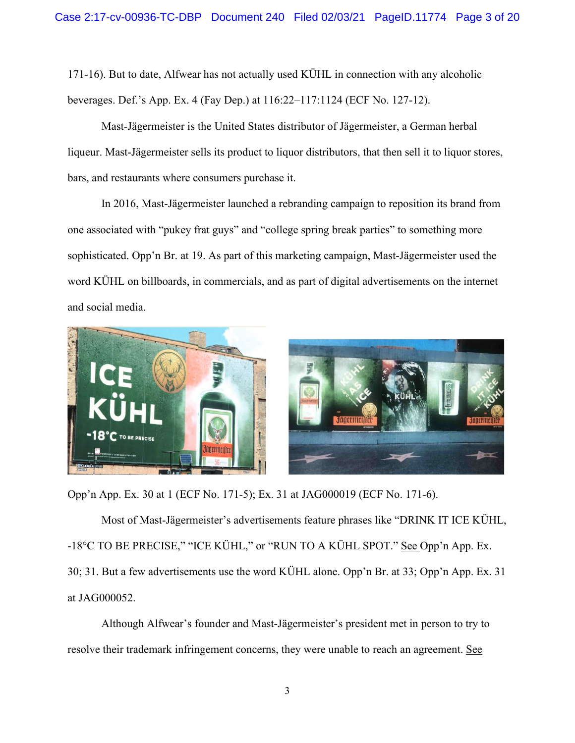171-16). But to date, Alfwear has not actually used KÜHL in connection with any alcoholic beverages. Def.'s App. Ex. 4 (Fay Dep.) at 116:22–117:1124 (ECF No. 127-12).

Mast-Jägermeister is the United States distributor of Jägermeister, a German herbal liqueur. Mast-Jägermeister sells its product to liquor distributors, that then sell it to liquor stores, bars, and restaurants where consumers purchase it.

In 2016, Mast-Jägermeister launched a rebranding campaign to reposition its brand from one associated with "pukey frat guys" and "college spring break parties" to something more sophisticated. Opp'n Br. at 19. As part of this marketing campaign, Mast-Jägermeister used the word KÜHL on billboards, in commercials, and as part of digital advertisements on the internet and social media.

Opp'n App. Ex. 30 at 1 (ECF No. 171-5); Ex. 31 at JAG000019 (ECF No. 171-6).

Most of Mast-Jägermeister's advertisements feature phrases like "DRINK IT ICE KÜHL, -18°C TO BE PRECISE," "ICE KÜHL," or "RUN TO A KÜHL SPOT." See Opp'n App. Ex. 30; 31. But a few advertisements use the word KÜHL alone. Opp'n Br. at 33; Opp'n App. Ex. 31 at JAG000052.

Although Alfwear's founder and Mast-Jägermeister's president met in person to try to resolve their trademark infringement concerns, they were unable to reach an agreement. See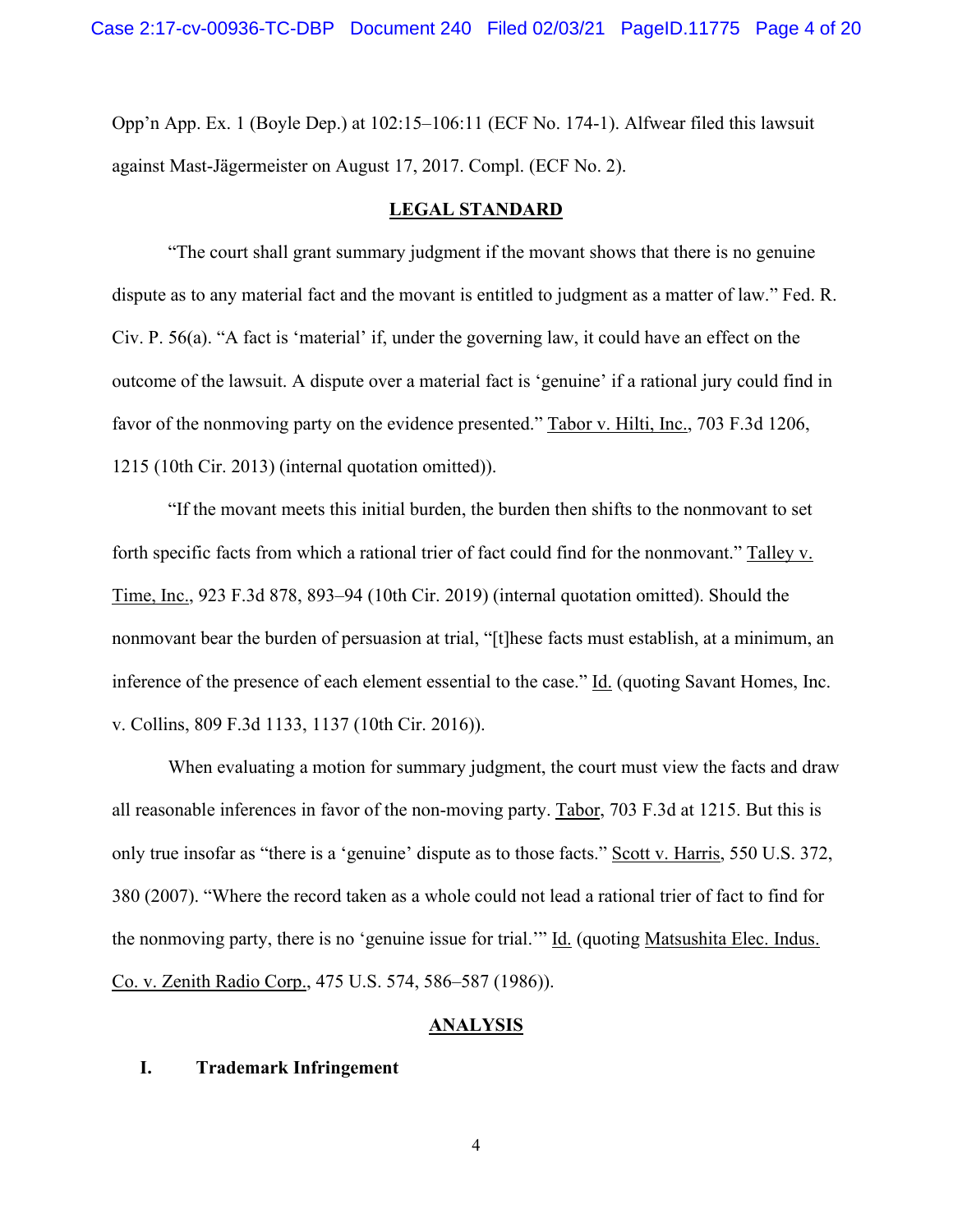Opp'n App. Ex. 1 (Boyle Dep.) at 102:15–106:11 (ECF No. 174-1). Alfwear filed this lawsuit against Mast-Jägermeister on August 17, 2017. Compl. (ECF No. 2).

## LEGAL STANDARD

"The court shall grant summary judgment if the movant shows that there is no genuine dispute as to any material fact and the movant is entitled to judgment as a matter of law." Fed. R. Civ. P. 56(a). "A fact is 'material' if, under the governing law, it could have an effect on the outcome of the lawsuit. A dispute over a material fact is 'genuine' if a rational jury could find in favor of the nonmoving party on the evidence presented." Tabor v. Hilti, Inc., 703 F.3d 1206, 1215 (10th Cir. 2013) (internal quotation omitted)).

"If the movant meets this initial burden, the burden then shifts to the nonmovant to set forth specific facts from which a rational trier of fact could find for the nonmovant." Talley v. Time, Inc., 923 F.3d 878, 893–94 (10th Cir. 2019) (internal quotation omitted). Should the nonmovant bear the burden of persuasion at trial, "[t]hese facts must establish, at a minimum, an inference of the presence of each element essential to the case." Id. (quoting Savant Homes, Inc. v. Collins, 809 F.3d 1133, 1137 (10th Cir. 2016)).

When evaluating a motion for summary judgment, the court must view the facts and draw all reasonable inferences in favor of the non-moving party. Tabor, 703 F.3d at 1215. But this is only true insofar as "there is a 'genuine' dispute as to those facts." Scott v. Harris, 550 U.S. 372, 380 (2007). "Where the record taken as a whole could not lead a rational trier of fact to find for the nonmoving party, there is no 'genuine issue for trial.'" Id. (quoting Matsushita Elec. Indus. Co. v. Zenith Radio Corp., 475 U.S. 574, 586–587 (1986)).

## ANALYSIS

### I. Trademark Infringement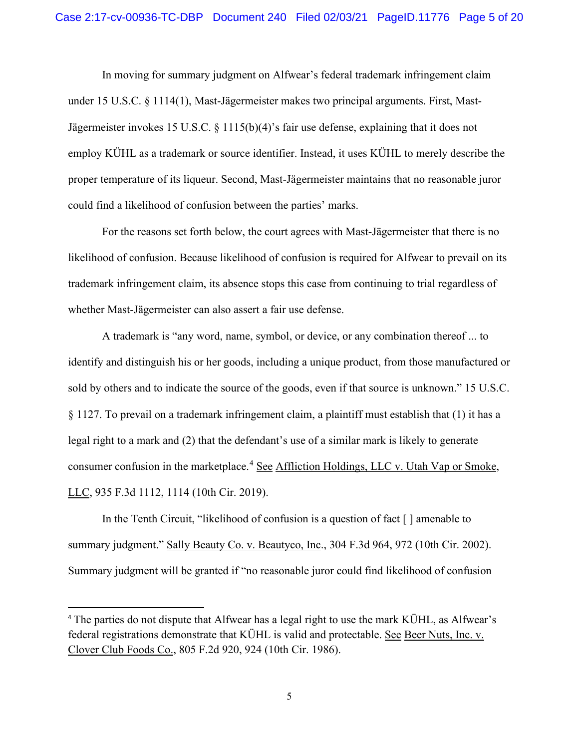In moving for summary judgment on Alfwear's federal trademark infringement claim under 15 U.S.C. § 1114(1), Mast-Jägermeister makes two principal arguments. First, Mast-Jägermeister invokes 15 U.S.C. § 1115(b)(4)'s fair use defense, explaining that it does not employ KÜHL as a trademark or source identifier. Instead, it uses KÜHL to merely describe the proper temperature of its liqueur. Second, Mast-Jägermeister maintains that no reasonable juror could find a likelihood of confusion between the parties' marks.

For the reasons set forth below, the court agrees with Mast-Jägermeister that there is no likelihood of confusion. Because likelihood of confusion is required for Alfwear to prevail on its trademark infringement claim, its absence stops this case from continuing to trial regardless of whether Mast-Jägermeister can also assert a fair use defense.

A trademark is "any word, name, symbol, or device, or any combination thereof ... to identify and distinguish his or her goods, including a unique product, from those manufactured or sold by others and to indicate the source of the goods, even if that source is unknown." 15 U.S.C. § 1127. To prevail on a trademark infringement claim, a plaintiff must establish that (1) it has a legal right to a mark and (2) that the defendant's use of a similar mark is likely to generate consumer confusion in the marketplace.[4] See Affliction Holdings, LLC v. Utah Vap or Smoke, LLC, 935 F.3d 1112, 1114 (10th Cir. 2019).

In the Tenth Circuit, "likelihood of confusion is a question of fact [ ] amenable to summary judgment." Sally Beauty Co. v. Beautyco, Inc., 304 F.3d 964, 972 (10th Cir. 2002). Summary judgment will be granted if "no reasonable juror could find likelihood of confusion

[4] The parties do not dispute that Alfwear has a legal right to use the mark KÜHL, as Alfwear's federal registrations demonstrate that KÜHL is valid and protectable. See Beer Nuts, Inc. v. Clover Club Foods Co., 805 F.2d 920, 924 (10th Cir. 1986).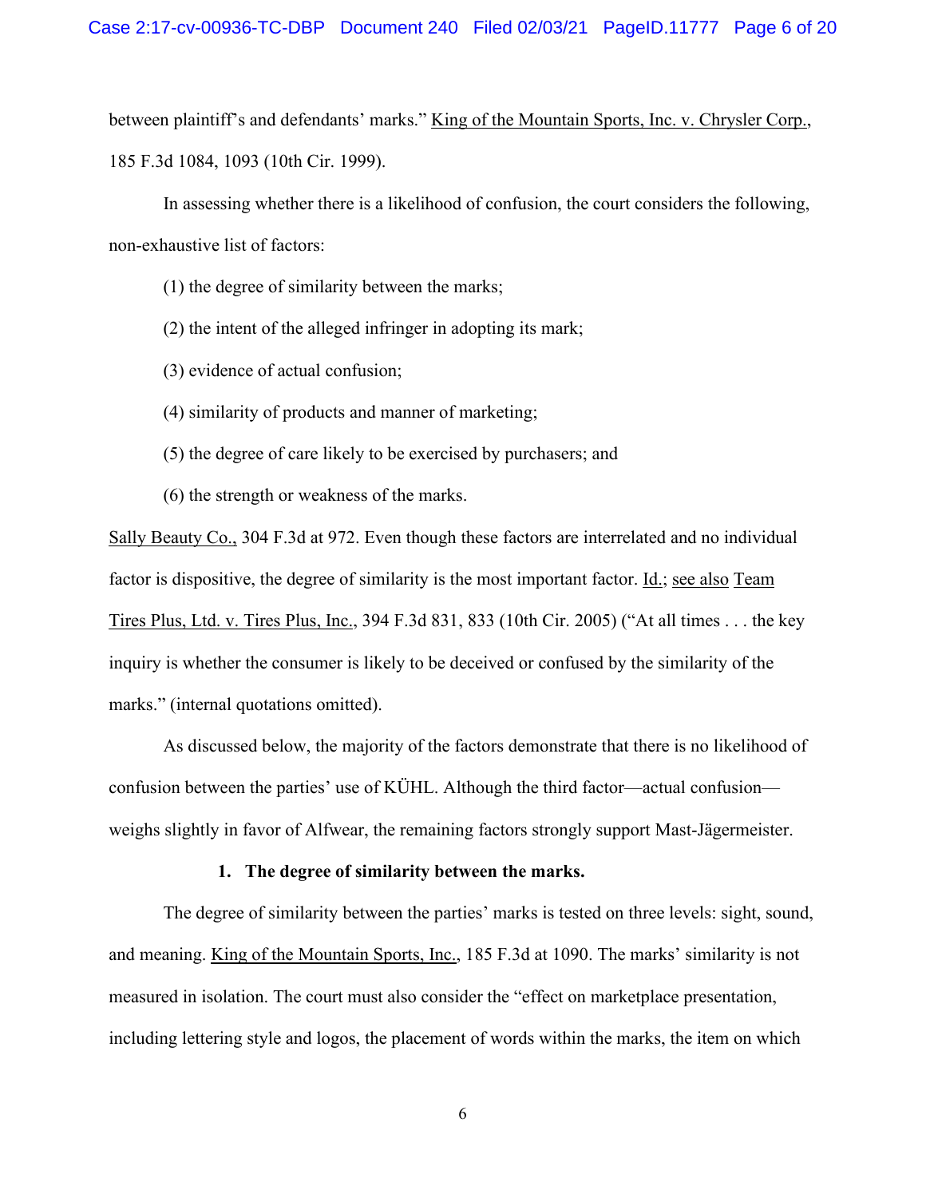between plaintiff's and defendants' marks." King of the Mountain Sports, Inc. v. Chrysler Corp., 185 F.3d 1084, 1093 (10th Cir. 1999).

In assessing whether there is a likelihood of confusion, the court considers the following, non-exhaustive list of factors:

(1) the degree of similarity between the marks;

(2) the intent of the alleged infringer in adopting its mark;

(3) evidence of actual confusion;

(4) similarity of products and manner of marketing;

(5) the degree of care likely to be exercised by purchasers; and

(6) the strength or weakness of the marks.

Sally Beauty Co., 304 F.3d at 972. Even though these factors are interrelated and no individual factor is dispositive, the degree of similarity is the most important factor. Id.; see also Team Tires Plus, Ltd. v. Tires Plus, Inc., 394 F.3d 831, 833 (10th Cir. 2005) ("At all times . . . the key inquiry is whether the consumer is likely to be deceived or confused by the similarity of the marks." (internal quotations omitted).

As discussed below, the majority of the factors demonstrate that there is no likelihood of confusion between the parties' use of KÜHL. Although the third factor—actual confusion—weighs slightly in favor of Alfwear, the remaining factors strongly support Mast-Jägermeister.

**1. The degree of similarity between the marks.**

The degree of similarity between the parties' marks is tested on three levels: sight, sound, and meaning. King of the Mountain Sports, Inc., 185 F.3d at 1090. The marks' similarity is not measured in isolation. The court must also consider the "effect on marketplace presentation, including lettering style and logos, the placement of words within the marks, the item on which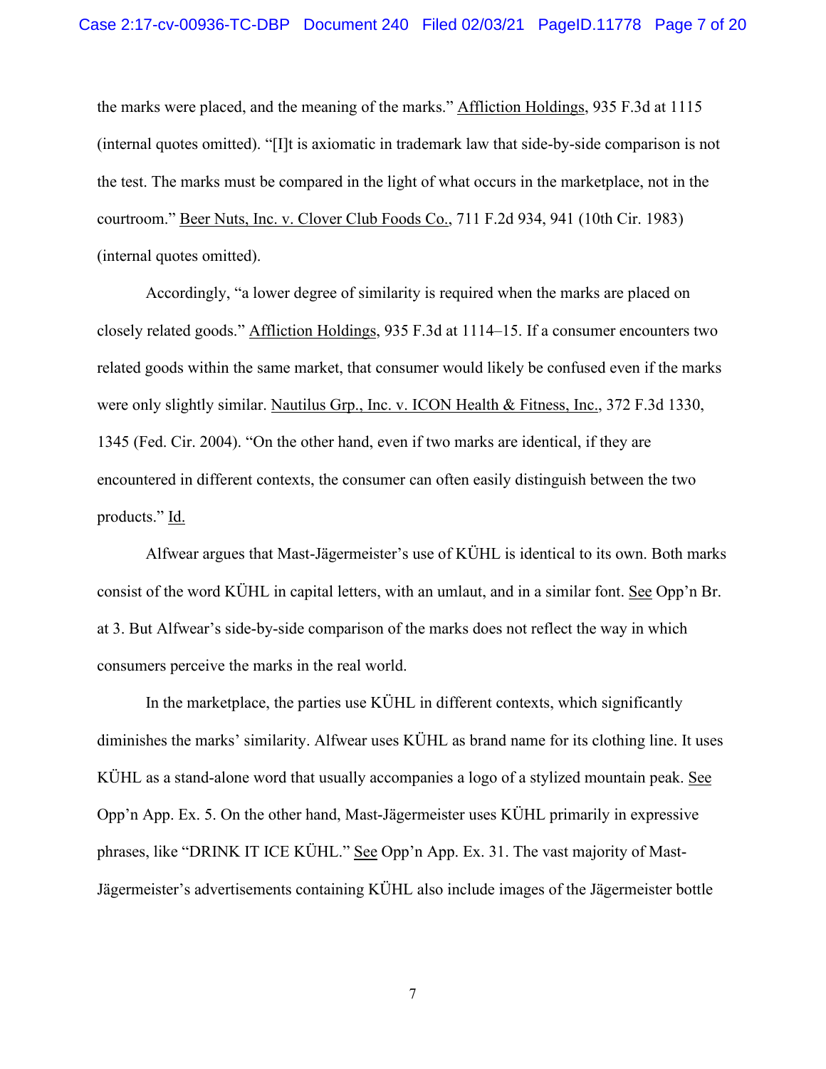the marks were placed, and the meaning of the marks." Affliction Holdings, 935 F.3d at 1115 (internal quotes omitted). "[I]t is axiomatic in trademark law that side-by-side comparison is not the test. The marks must be compared in the light of what occurs in the marketplace, not in the courtroom." Beer Nuts, Inc. v. Clover Club Foods Co., 711 F.2d 934, 941 (10th Cir. 1983) (internal quotes omitted).

Accordingly, "a lower degree of similarity is required when the marks are placed on closely related goods." Affliction Holdings, 935 F.3d at 1114–15. If a consumer encounters two related goods within the same market, that consumer would likely be confused even if the marks were only slightly similar. Nautilus Grp., Inc. v. ICON Health & Fitness, Inc., 372 F.3d 1330, 1345 (Fed. Cir. 2004). "On the other hand, even if two marks are identical, if they are encountered in different contexts, the consumer can often easily distinguish between the two products." Id.

Alfwear argues that Mast-Jägermeister's use of KÜHL is identical to its own. Both marks consist of the word KÜHL in capital letters, with an umlaut, and in a similar font. See Opp'n Br. at 3. But Alfwear's side-by-side comparison of the marks does not reflect the way in which consumers perceive the marks in the real world.

In the marketplace, the parties use KÜHL in different contexts, which significantly diminishes the marks' similarity. Alfwear uses KÜHL as brand name for its clothing line. It uses KÜHL as a stand-alone word that usually accompanies a logo of a stylized mountain peak. See Opp'n App. Ex. 5. On the other hand, Mast-Jägermeister uses KÜHL primarily in expressive phrases, like "DRINK IT ICE KÜHL." See Opp'n App. Ex. 31. The vast majority of Mast-Jägermeister's advertisements containing KÜHL also include images of the Jägermeister bottle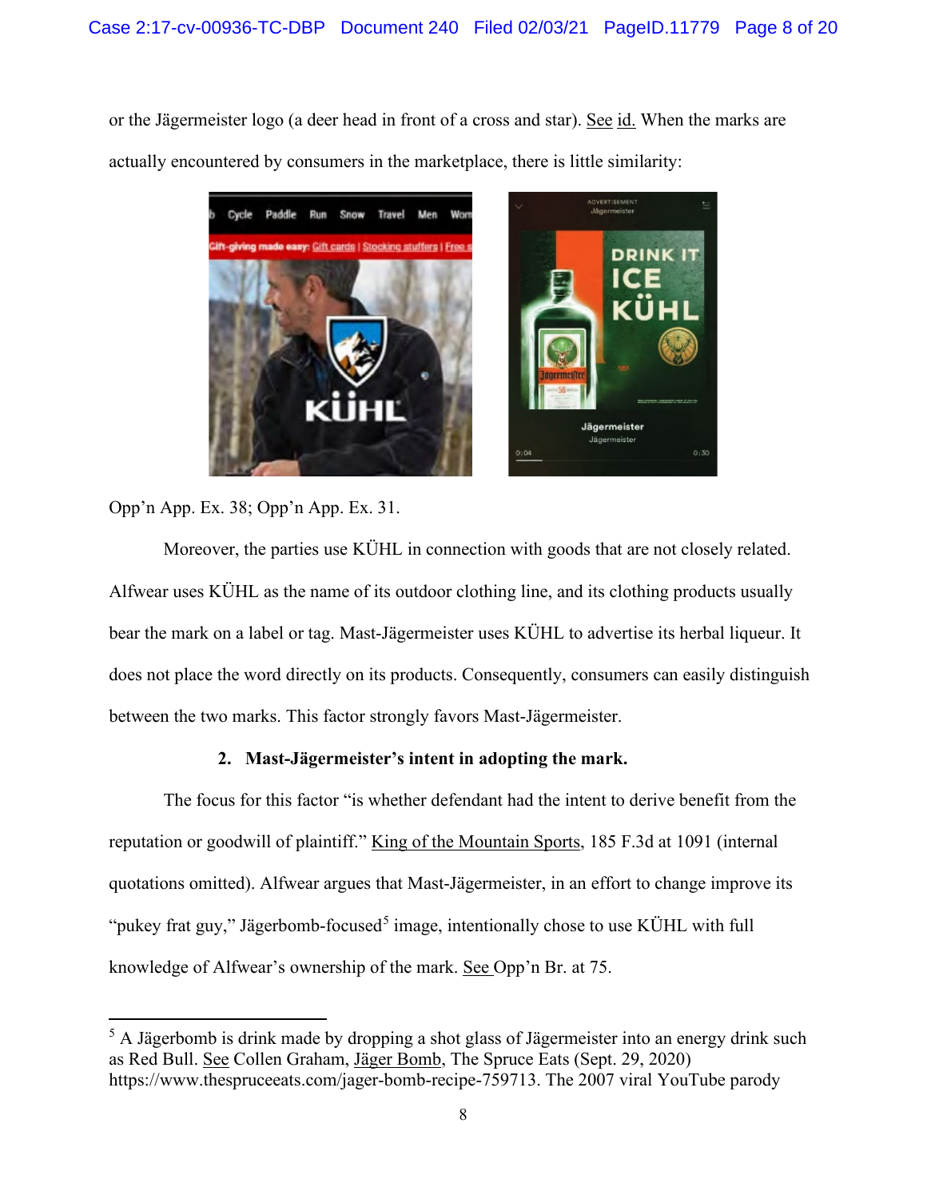or the Jägermeister logo (a deer head in front of a cross and star). See id. When the marks are actually encountered by consumers in the marketplace, there is little similarity:

Opp'n App. Ex. 38; Opp'n App. Ex. 31.

Moreover, the parties use KÜHL in connection with goods that are not closely related. Alfwear uses KÜHL as the name of its outdoor clothing line, and its clothing products usually bear the mark on a label or tag. Mast-Jägermeister uses KÜHL to advertise its herbal liqueur. It does not place the word directly on its products. Consequently, consumers can easily distinguish between the two marks. This factor strongly favors Mast-Jägermeister.

**2. Mast-Jägermeister's intent in adopting the mark.**

The focus for this factor "is whether defendant had the intent to derive benefit from the reputation or goodwill of plaintiff." King of the Mountain Sports, 185 F.3d at 1091 (internal quotations omitted). Alfwear argues that Mast-Jägermeister, in an effort to change improve its "pukey frat guy," Jägerbomb-focused[5] image, intentionally chose to use KÜHL with full knowledge of Alfwear's ownership of the mark. See Opp'n Br. at 75.

---

[5] A Jägerbomb is drink made by dropping a shot glass of Jägermeister into an energy drink such as Red Bull. See Collen Graham, Jäger Bomb, The Spruce Eats (Sept. 29, 2020) https://www.thespruceeats.com/jager-bomb-recipe-759713. The 2007 viral YouTube parody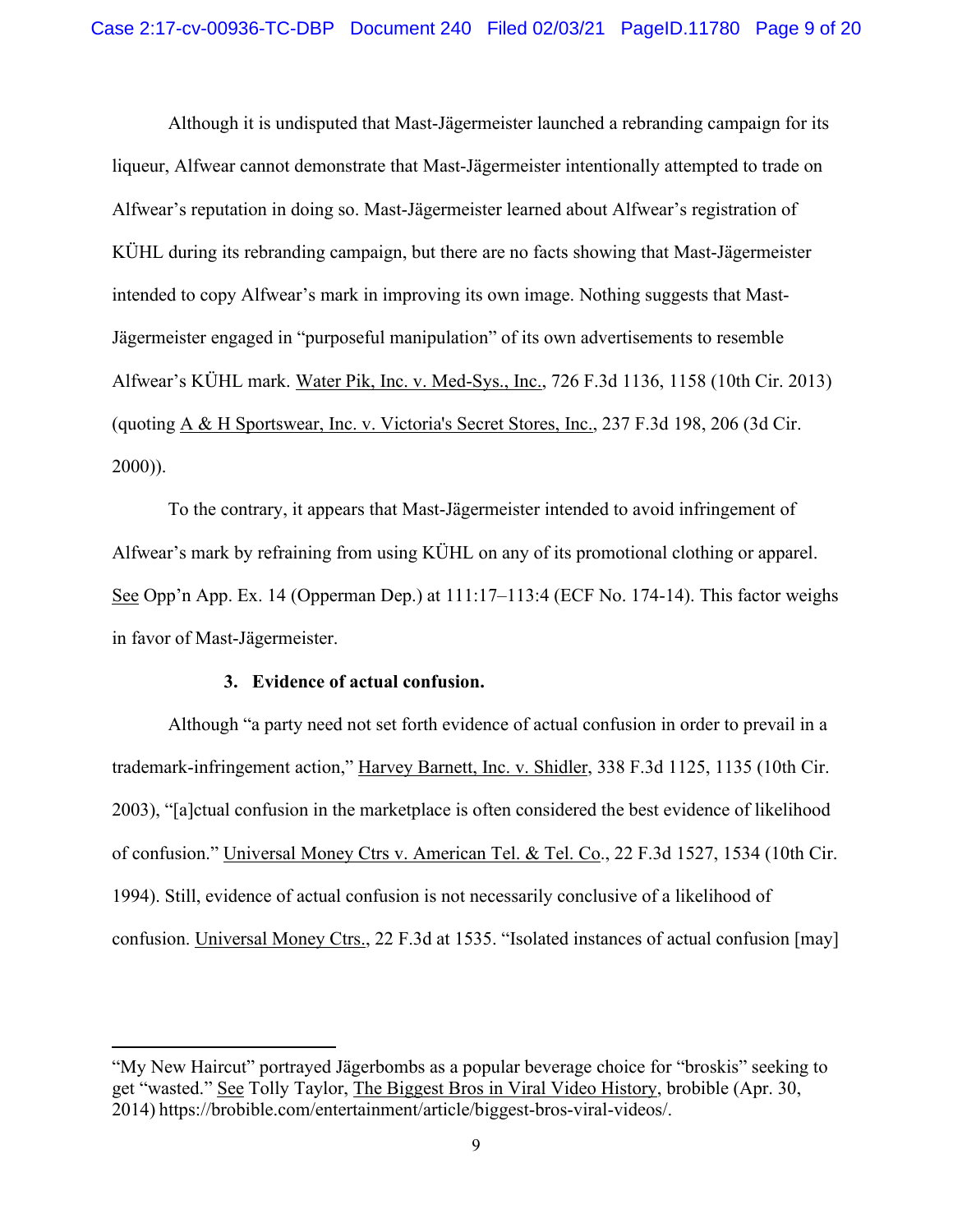Although it is undisputed that Mast-Jägermeister launched a rebranding campaign for its liqueur, Alfwear cannot demonstrate that Mast-Jägermeister intentionally attempted to trade on Alfwear's reputation in doing so. Mast-Jägermeister learned about Alfwear's registration of KÜHL during its rebranding campaign, but there are no facts showing that Mast-Jägermeister intended to copy Alfwear's mark in improving its own image. Nothing suggests that Mast-Jägermeister engaged in "purposeful manipulation" of its own advertisements to resemble Alfwear's KÜHL mark. Water Pik, Inc. v. Med-Sys., Inc., 726 F.3d 1136, 1158 (10th Cir. 2013) (quoting A & H Sportswear, Inc. v. Victoria's Secret Stores, Inc., 237 F.3d 198, 206 (3d Cir. 2000)).

To the contrary, it appears that Mast-Jägermeister intended to avoid infringement of Alfwear's mark by refraining from using KÜHL on any of its promotional clothing or apparel. See Opp'n App. Ex. 14 (Opperman Dep.) at 111:17–113:4 (ECF No. 174-14). This factor weighs in favor of Mast-Jägermeister.

### 3. Evidence of actual confusion.

Although "a party need not set forth evidence of actual confusion in order to prevail in a trademark-infringement action," Harvey Barnett, Inc. v. Shidler, 338 F.3d 1125, 1135 (10th Cir. 2003), "[a]ctual confusion in the marketplace is often considered the best evidence of likelihood of confusion." Universal Money Ctrs v. American Tel. & Tel. Co., 22 F.3d 1527, 1534 (10th Cir. 1994). Still, evidence of actual confusion is not necessarily conclusive of a likelihood of confusion. Universal Money Ctrs., 22 F.3d at 1535. "Isolated instances of actual confusion [may]

---

"My New Haircut" portrayed Jägerbombs as a popular beverage choice for "broskis" seeking to get "wasted." See Tolly Taylor, The Biggest Bros in Viral Video History, brobible (Apr. 30, 2014) https://brobible.com/entertainment/article/biggest-bros-viral-videos/.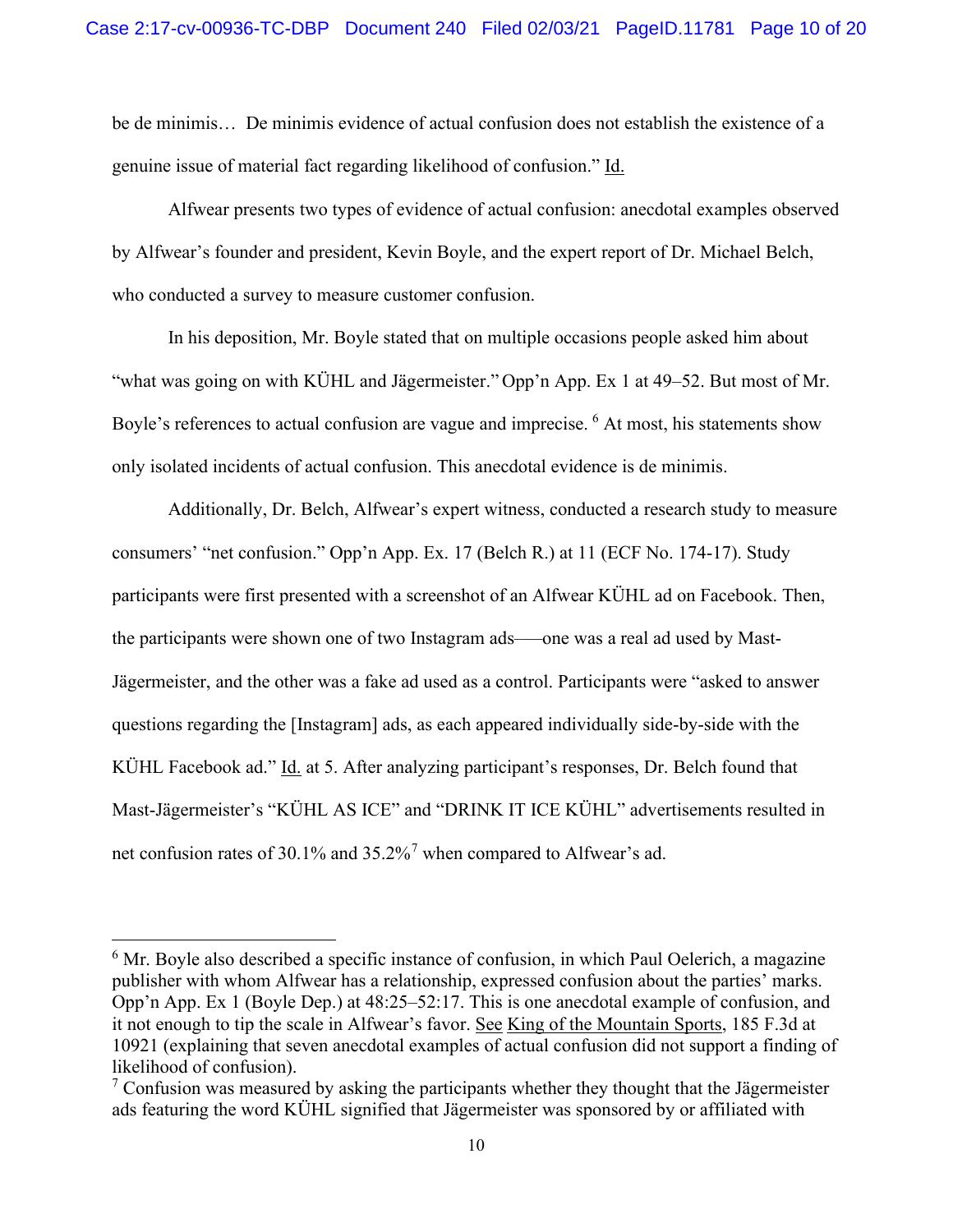be de minimis… De minimis evidence of actual confusion does not establish the existence of a genuine issue of material fact regarding likelihood of confusion." Id.

Alfwear presents two types of evidence of actual confusion: anecdotal examples observed by Alfwear's founder and president, Kevin Boyle, and the expert report of Dr. Michael Belch, who conducted a survey to measure customer confusion.

In his deposition, Mr. Boyle stated that on multiple occasions people asked him about "what was going on with KÜHL and Jägermeister." Opp'n App. Ex 1 at 49–52. But most of Mr. Boyle's references to actual confusion are vague and imprecise. [6] At most, his statements show only isolated incidents of actual confusion. This anecdotal evidence is de minimis.

Additionally, Dr. Belch, Alfwear's expert witness, conducted a research study to measure consumers' "net confusion." Opp'n App. Ex. 17 (Belch R.) at 11 (ECF No. 174-17). Study participants were first presented with a screenshot of an Alfwear KÜHL ad on Facebook. Then, the participants were shown one of two Instagram ads—one was a real ad used by Mast-Jägermeister, and the other was a fake ad used as a control. Participants were "asked to answer questions regarding the [Instagram] ads, as each appeared individually side-by-side with the KÜHL Facebook ad." Id. at 5. After analyzing participant's responses, Dr. Belch found that Mast-Jägermeister's "KÜHL AS ICE" and "DRINK IT ICE KÜHL" advertisements resulted in net confusion rates of 30.1% and 35.2%[7] when compared to Alfwear's ad.

---

[6] Mr. Boyle also described a specific instance of confusion, in which Paul Oelerich, a magazine publisher with whom Alfwear has a relationship, expressed confusion about the parties' marks. Opp'n App. Ex 1 (Boyle Dep.) at 48:25–52:17. This is one anecdotal example of confusion, and it not enough to tip the scale in Alfwear's favor. See King of the Mountain Sports, 185 F.3d at 10921 (explaining that seven anecdotal examples of actual confusion did not support a finding of likelihood of confusion).

[7] Confusion was measured by asking the participants whether they thought that the Jägermeister ads featuring the word KÜHL signified that Jägermeister was sponsored by or affiliated with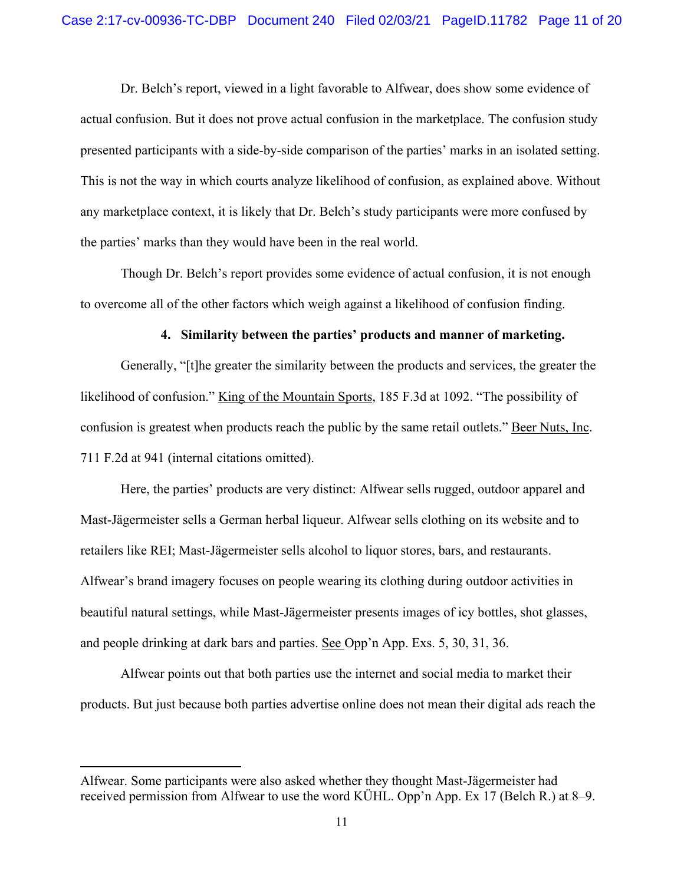Dr. Belch's report, viewed in a light favorable to Alfwear, does show some evidence of actual confusion. But it does not prove actual confusion in the marketplace. The confusion study presented participants with a side-by-side comparison of the parties' marks in an isolated setting. This is not the way in which courts analyze likelihood of confusion, as explained above. Without any marketplace context, it is likely that Dr. Belch's study participants were more confused by the parties' marks than they would have been in the real world.

Though Dr. Belch's report provides some evidence of actual confusion, it is not enough to overcome all of the other factors which weigh against a likelihood of confusion finding.

#### 4. Similarity between the parties' products and manner of marketing.

Generally, "[t]he greater the similarity between the products and services, the greater the likelihood of confusion." King of the Mountain Sports, 185 F.3d at 1092. "The possibility of confusion is greatest when products reach the public by the same retail outlets." Beer Nuts, Inc. 711 F.2d at 941 (internal citations omitted).

Here, the parties' products are very distinct: Alfwear sells rugged, outdoor apparel and Mast-Jägermeister sells a German herbal liqueur. Alfwear sells clothing on its website and to retailers like REI; Mast-Jägermeister sells alcohol to liquor stores, bars, and restaurants. Alfwear's brand imagery focuses on people wearing its clothing during outdoor activities in beautiful natural settings, while Mast-Jägermeister presents images of icy bottles, shot glasses, and people drinking at dark bars and parties. See Opp'n App. Exs. 5, 30, 31, 36.

Alfwear points out that both parties use the internet and social media to market their products. But just because both parties advertise online does not mean their digital ads reach the

---

Alfwear. Some participants were also asked whether they thought Mast-Jägermeister had received permission from Alfwear to use the word KÜHL. Opp'n App. Ex 17 (Belch R.) at 8–9.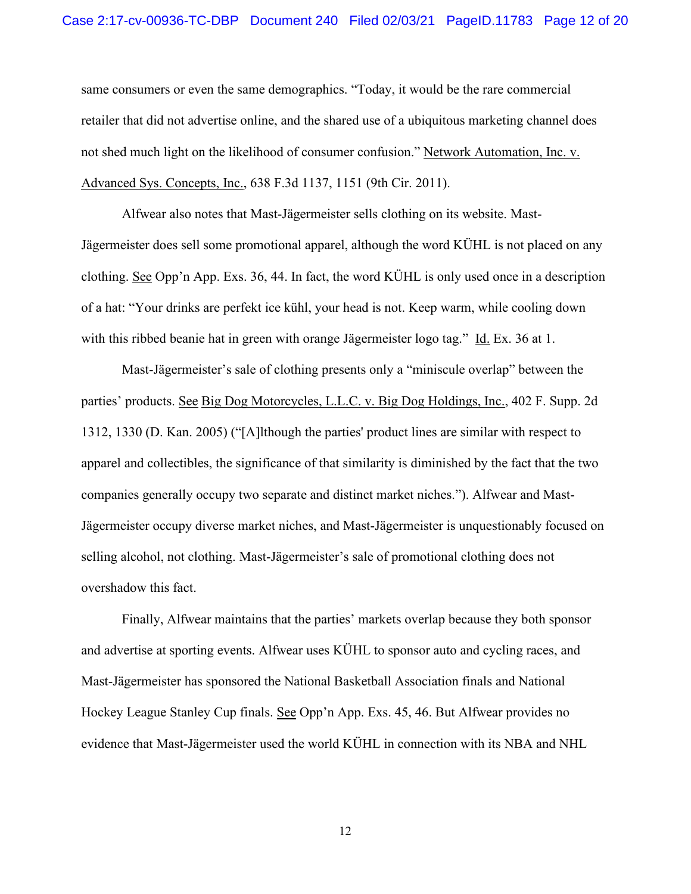same consumers or even the same demographics. "Today, it would be the rare commercial retailer that did not advertise online, and the shared use of a ubiquitous marketing channel does not shed much light on the likelihood of consumer confusion." Network Automation, Inc. v. Advanced Sys. Concepts, Inc., 638 F.3d 1137, 1151 (9th Cir. 2011).

Alfwear also notes that Mast-Jägermeister sells clothing on its website. Mast-Jägermeister does sell some promotional apparel, although the word KÜHL is not placed on any clothing. See Opp'n App. Exs. 36, 44. In fact, the word KÜHL is only used once in a description of a hat: "Your drinks are perfekt ice kühl, your head is not. Keep warm, while cooling down with this ribbed beanie hat in green with orange Jägermeister logo tag." Id. Ex. 36 at 1.

Mast-Jägermeister's sale of clothing presents only a "miniscule overlap" between the parties' products. See Big Dog Motorcycles, L.L.C. v. Big Dog Holdings, Inc., 402 F. Supp. 2d 1312, 1330 (D. Kan. 2005) ("[A]lthough the parties' product lines are similar with respect to apparel and collectibles, the significance of that similarity is diminished by the fact that the two companies generally occupy two separate and distinct market niches."). Alfwear and Mast-Jägermeister occupy diverse market niches, and Mast-Jägermeister is unquestionably focused on selling alcohol, not clothing. Mast-Jägermeister's sale of promotional clothing does not overshadow this fact.

Finally, Alfwear maintains that the parties' markets overlap because they both sponsor and advertise at sporting events. Alfwear uses KÜHL to sponsor auto and cycling races, and Mast-Jägermeister has sponsored the National Basketball Association finals and National Hockey League Stanley Cup finals. See Opp'n App. Exs. 45, 46. But Alfwear provides no evidence that Mast-Jägermeister used the world KÜHL in connection with its NBA and NHL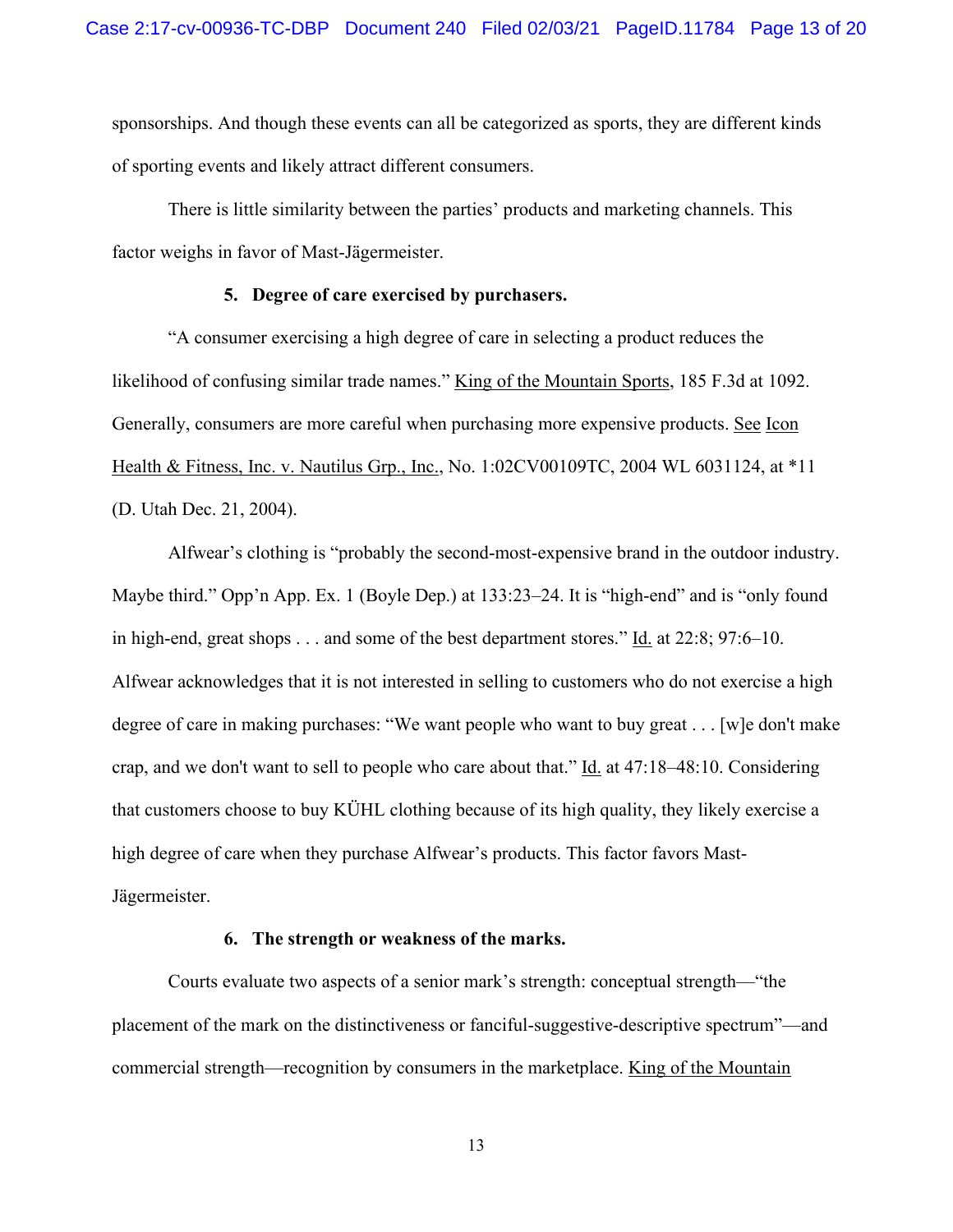sponsorships. And though these events can all be categorized as sports, they are different kinds of sporting events and likely attract different consumers.

There is little similarity between the parties' products and marketing channels. This factor weighs in favor of Mast-Jägermeister.

### 5. Degree of care exercised by purchasers.

"A consumer exercising a high degree of care in selecting a product reduces the likelihood of confusing similar trade names." King of the Mountain Sports, 185 F.3d at 1092. Generally, consumers are more careful when purchasing more expensive products. See Icon Health & Fitness, Inc. v. Nautilus Grp., Inc., No. 1:02CV00109TC, 2004 WL 6031124, at *11 (D. Utah Dec. 21, 2004).

Alfwear's clothing is "probably the second-most-expensive brand in the outdoor industry. Maybe third." Opp'n App. Ex. 1 (Boyle Dep.) at 133:23–24. It is "high-end" and is "only found in high-end, great shops . . . and some of the best department stores." Id. at 22:8; 97:6–10. Alfwear acknowledges that it is not interested in selling to customers who do not exercise a high degree of care in making purchases: "We want people who want to buy great . . . [w]e don't make crap, and we don't want to sell to people who care about that." Id. at 47:18–48:10. Considering that customers choose to buy KÜHL clothing because of its high quality, they likely exercise a high degree of care when they purchase Alfwear's products. This factor favors Mast-Jägermeister.

### 6. The strength or weakness of the marks.

Courts evaluate two aspects of a senior mark's strength: conceptual strength—"the placement of the mark on the distinctiveness or fanciful-suggestive-descriptive spectrum"—and commercial strength—recognition by consumers in the marketplace. King of the Mountain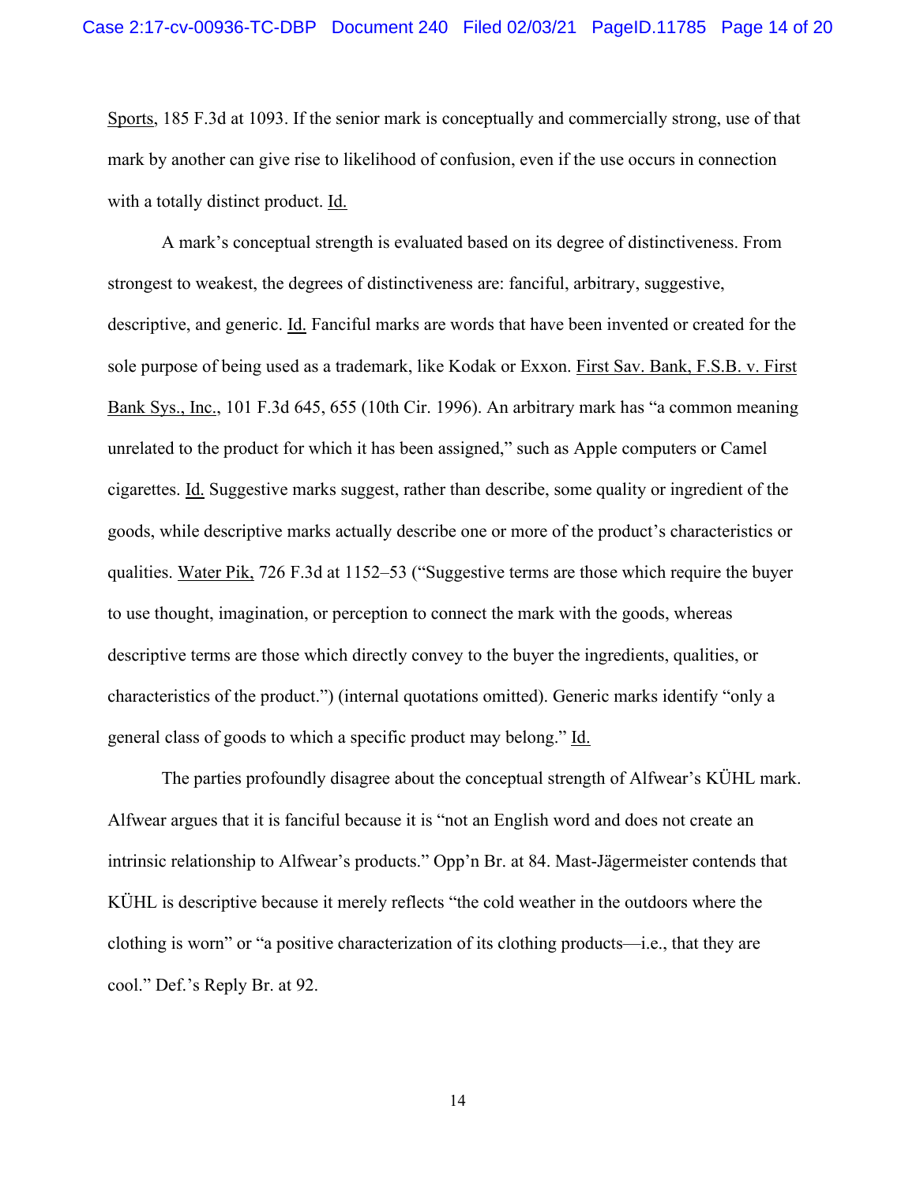Sports, 185 F.3d at 1093. If the senior mark is conceptually and commercially strong, use of that mark by another can give rise to likelihood of confusion, even if the use occurs in connection with a totally distinct product. Id.

A mark's conceptual strength is evaluated based on its degree of distinctiveness. From strongest to weakest, the degrees of distinctiveness are: fanciful, arbitrary, suggestive, descriptive, and generic. Id. Fanciful marks are words that have been invented or created for the sole purpose of being used as a trademark, like Kodak or Exxon. First Sav. Bank, F.S.B. v. First Bank Sys., Inc., 101 F.3d 645, 655 (10th Cir. 1996). An arbitrary mark has "a common meaning unrelated to the product for which it has been assigned," such as Apple computers or Camel cigarettes. Id. Suggestive marks suggest, rather than describe, some quality or ingredient of the goods, while descriptive marks actually describe one or more of the product's characteristics or qualities. Water Pik, 726 F.3d at 1152–53 ("Suggestive terms are those which require the buyer to use thought, imagination, or perception to connect the mark with the goods, whereas descriptive terms are those which directly convey to the buyer the ingredients, qualities, or characteristics of the product.") (internal quotations omitted). Generic marks identify "only a general class of goods to which a specific product may belong." Id.

The parties profoundly disagree about the conceptual strength of Alfwear's KÜHL mark. Alfwear argues that it is fanciful because it is "not an English word and does not create an intrinsic relationship to Alfwear's products." Opp'n Br. at 84. Mast-Jägermeister contends that KÜHL is descriptive because it merely reflects "the cold weather in the outdoors where the clothing is worn" or "a positive characterization of its clothing products—i.e., that they are cool." Def.'s Reply Br. at 92.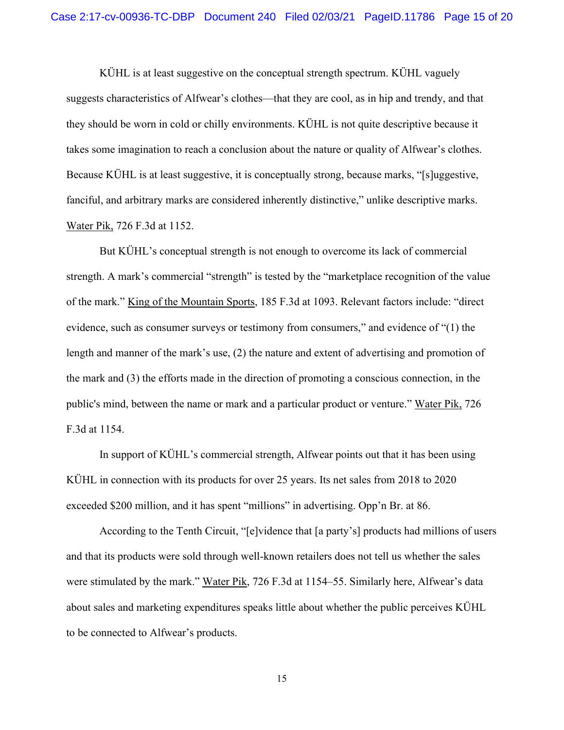KÜHL is at least suggestive on the conceptual strength spectrum. KÜHL vaguely suggests characteristics of Alfwear's clothes—that they are cool, as in hip and trendy, and that they should be worn in cold or chilly environments. KÜHL is not quite descriptive because it takes some imagination to reach a conclusion about the nature or quality of Alfwear's clothes. Because KÜHL is at least suggestive, it is conceptually strong, because marks, "[s]uggestive, fanciful, and arbitrary marks are considered inherently distinctive," unlike descriptive marks. Water Pik, 726 F.3d at 1152.

But KÜHL's conceptual strength is not enough to overcome its lack of commercial strength. A mark's commercial "strength" is tested by the "marketplace recognition of the value of the mark." King of the Mountain Sports, 185 F.3d at 1093. Relevant factors include: "direct evidence, such as consumer surveys or testimony from consumers," and evidence of "(1) the length and manner of the mark's use, (2) the nature and extent of advertising and promotion of the mark and (3) the efforts made in the direction of promoting a conscious connection, in the public's mind, between the name or mark and a particular product or venture." Water Pik, 726 F.3d at 1154.

In support of KÜHL's commercial strength, Alfwear points out that it has been using KÜHL in connection with its products for over 25 years. Its net sales from 2018 to 2020 exceeded $200 million, and it has spent "millions" in advertising. Opp'n Br. at 86.

According to the Tenth Circuit, "[e]vidence that [a party's] products had millions of users and that its products were sold through well-known retailers does not tell us whether the sales were stimulated by the mark." Water Pik, 726 F.3d at 1154–55. Similarly here, Alfwear's data about sales and marketing expenditures speaks little about whether the public perceives KÜHL to be connected to Alfwear's products.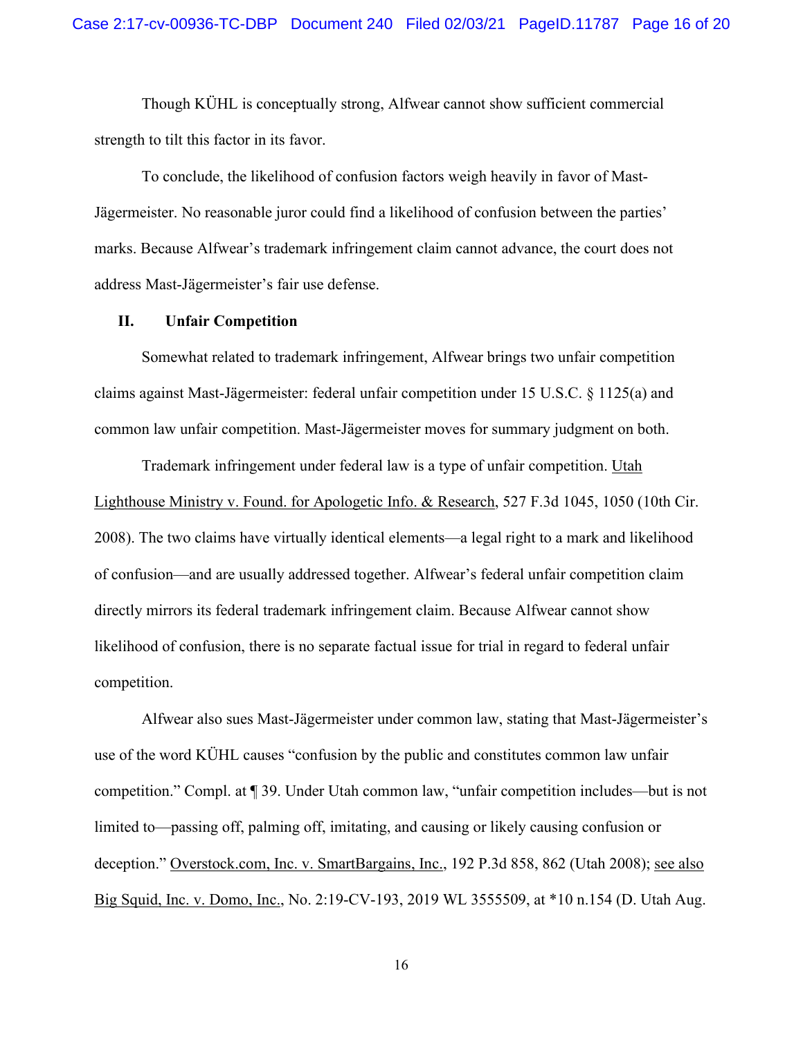Though KÜHL is conceptually strong, Alfwear cannot show sufficient commercial strength to tilt this factor in its favor.

To conclude, the likelihood of confusion factors weigh heavily in favor of Mast-Jägermeister. No reasonable juror could find a likelihood of confusion between the parties' marks. Because Alfwear's trademark infringement claim cannot advance, the court does not address Mast-Jägermeister's fair use defense.

## II. Unfair Competition

Somewhat related to trademark infringement, Alfwear brings two unfair competition claims against Mast-Jägermeister: federal unfair competition under 15 U.S.C. § 1125(a) and common law unfair competition. Mast-Jägermeister moves for summary judgment on both.

Trademark infringement under federal law is a type of unfair competition. Utah Lighthouse Ministry v. Found. for Apologetic Info. & Research, 527 F.3d 1045, 1050 (10th Cir. 2008). The two claims have virtually identical elements—a legal right to a mark and likelihood of confusion—and are usually addressed together. Alfwear's federal unfair competition claim directly mirrors its federal trademark infringement claim. Because Alfwear cannot show likelihood of confusion, there is no separate factual issue for trial in regard to federal unfair competition.

Alfwear also sues Mast-Jägermeister under common law, stating that Mast-Jägermeister's use of the word KÜHL causes "confusion by the public and constitutes common law unfair competition." Compl. at ¶ 39. Under Utah common law, "unfair competition includes—but is not limited to—passing off, palming off, imitating, and causing or likely causing confusion or deception." Overstock.com, Inc. v. SmartBargains, Inc., 192 P.3d 858, 862 (Utah 2008); see also Big Squid, Inc. v. Domo, Inc., No. 2:19-CV-193, 2019 WL 3555509, at *10 n.154 (D. Utah Aug.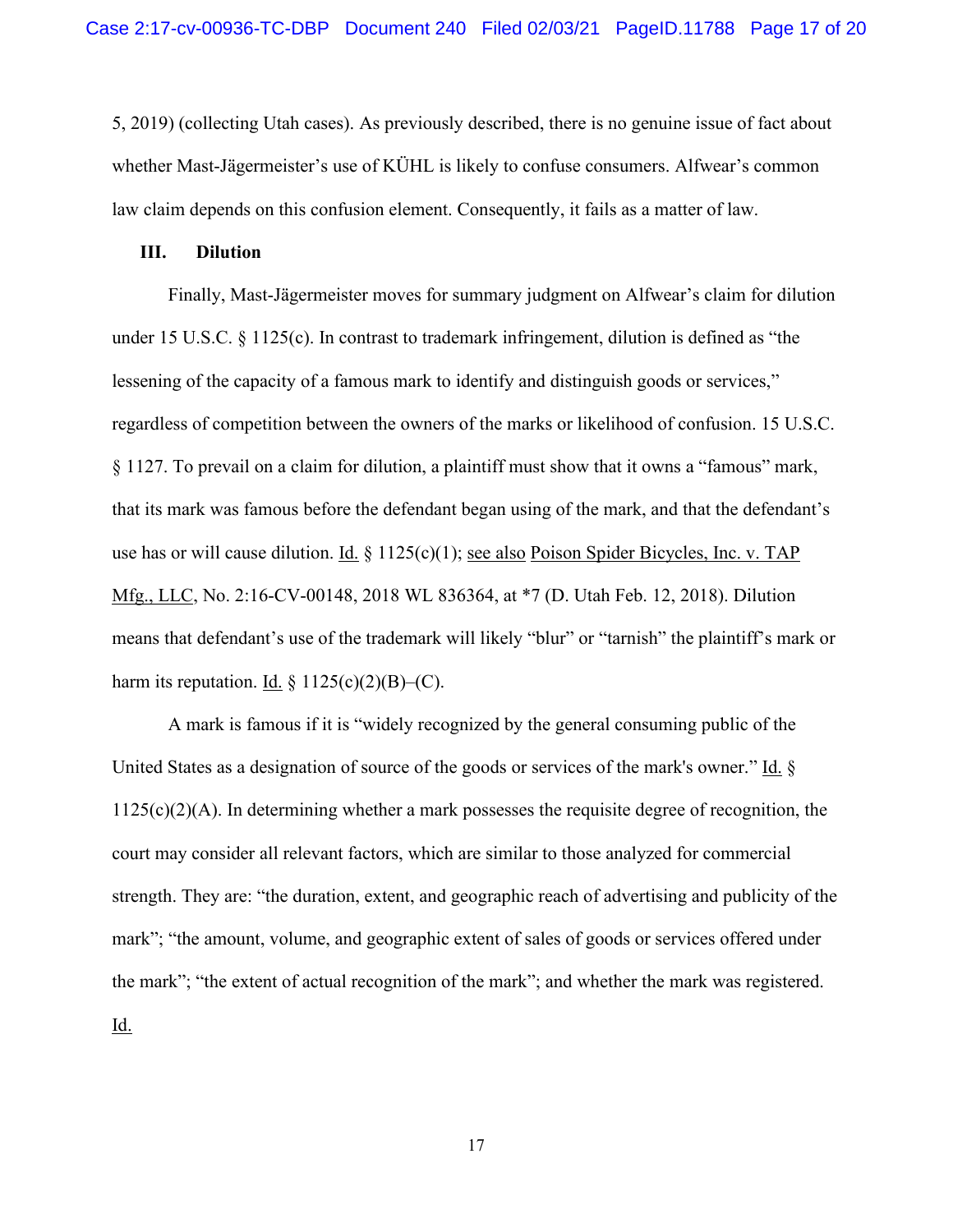5, 2019) (collecting Utah cases). As previously described, there is no genuine issue of fact about whether Mast-Jägermeister's use of KÜHL is likely to confuse consumers. Alfwear's common law claim depends on this confusion element. Consequently, it fails as a matter of law.

### III. Dilution

Finally, Mast-Jägermeister moves for summary judgment on Alfwear's claim for dilution under 15 U.S.C. § 1125(c). In contrast to trademark infringement, dilution is defined as "the lessening of the capacity of a famous mark to identify and distinguish goods or services," regardless of competition between the owners of the marks or likelihood of confusion. 15 U.S.C. § 1127. To prevail on a claim for dilution, a plaintiff must show that it owns a "famous" mark, that its mark was famous before the defendant began using of the mark, and that the defendant's use has or will cause dilution. Id. § 1125(c)(1); see also Poison Spider Bicycles, Inc. v. TAP Mfg., LLC, No. 2:16-CV-00148, 2018 WL 836364, at *7 (D. Utah Feb. 12, 2018). Dilution means that defendant's use of the trademark will likely "blur" or "tarnish" the plaintiff's mark or harm its reputation. Id. § 1125(c)(2)(B)–(C).

A mark is famous if it is "widely recognized by the general consuming public of the United States as a designation of source of the goods or services of the mark's owner." Id. § 1125(c)(2)(A). In determining whether a mark possesses the requisite degree of recognition, the court may consider all relevant factors, which are similar to those analyzed for commercial strength. They are: "the duration, extent, and geographic reach of advertising and publicity of the mark"; "the amount, volume, and geographic extent of sales of goods or services offered under the mark"; "the extent of actual recognition of the mark"; and whether the mark was registered. Id.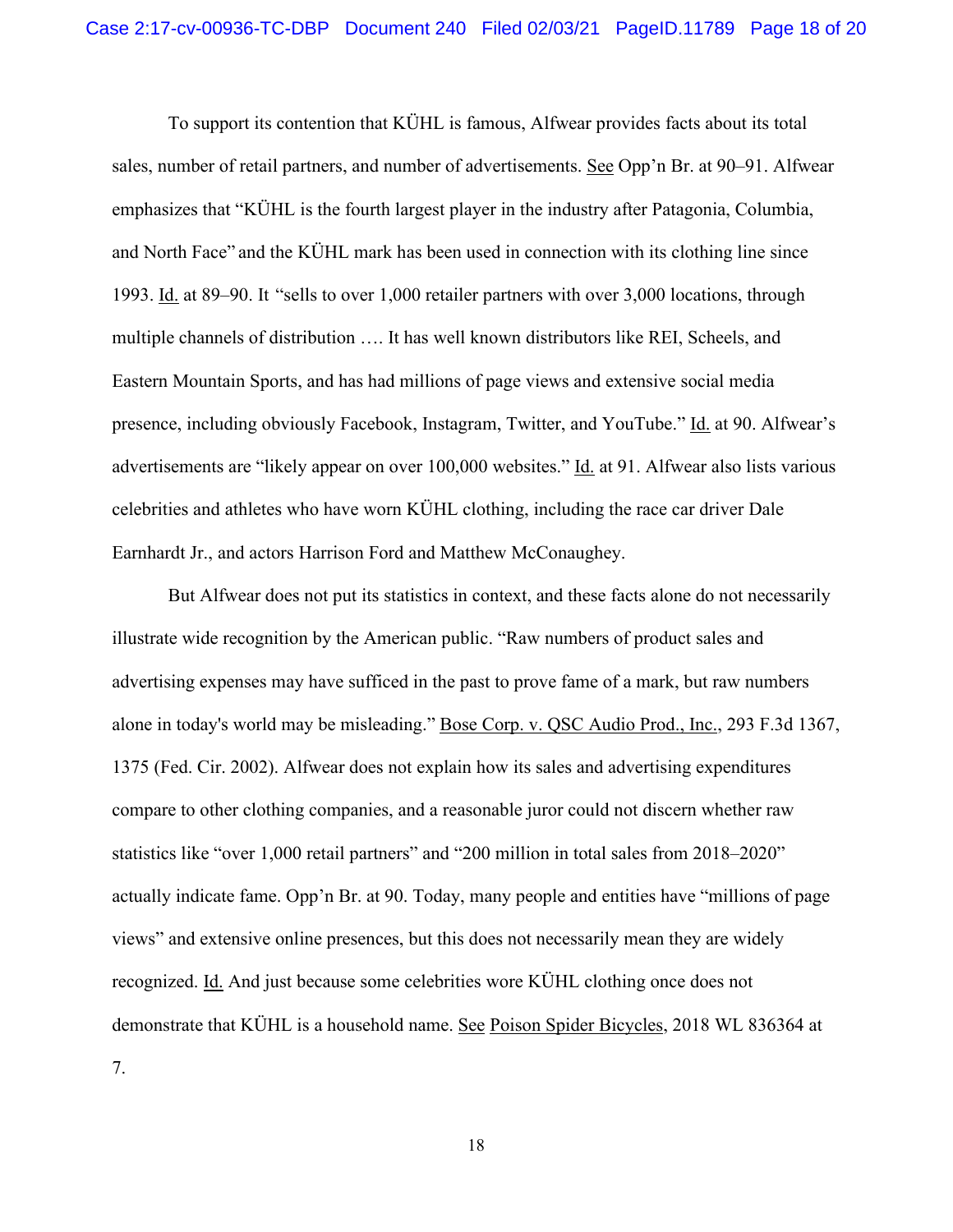To support its contention that KÜHL is famous, Alfwear provides facts about its total sales, number of retail partners, and number of advertisements. See Opp'n Br. at 90–91. Alfwear emphasizes that "KÜHL is the fourth largest player in the industry after Patagonia, Columbia, and North Face" and the KÜHL mark has been used in connection with its clothing line since 1993. Id. at 89–90. It "sells to over 1,000 retailer partners with over 3,000 locations, through multiple channels of distribution …. It has well known distributors like REI, Scheels, and Eastern Mountain Sports, and has had millions of page views and extensive social media presence, including obviously Facebook, Instagram, Twitter, and YouTube." Id. at 90. Alfwear's advertisements are "likely appear on over 100,000 websites." Id. at 91. Alfwear also lists various celebrities and athletes who have worn KÜHL clothing, including the race car driver Dale Earnhardt Jr., and actors Harrison Ford and Matthew McConaughey.

But Alfwear does not put its statistics in context, and these facts alone do not necessarily illustrate wide recognition by the American public. "Raw numbers of product sales and advertising expenses may have sufficed in the past to prove fame of a mark, but raw numbers alone in today's world may be misleading." Bose Corp. v. QSC Audio Prod., Inc., 293 F.3d 1367, 1375 (Fed. Cir. 2002). Alfwear does not explain how its sales and advertising expenditures compare to other clothing companies, and a reasonable juror could not discern whether raw statistics like "over 1,000 retail partners" and "200 million in total sales from 2018–2020" actually indicate fame. Opp'n Br. at 90. Today, many people and entities have "millions of page views" and extensive online presences, but this does not necessarily mean they are widely recognized. Id. And just because some celebrities wore KÜHL clothing once does not demonstrate that KÜHL is a household name. See Poison Spider Bicycles, 2018 WL 836364 at 7.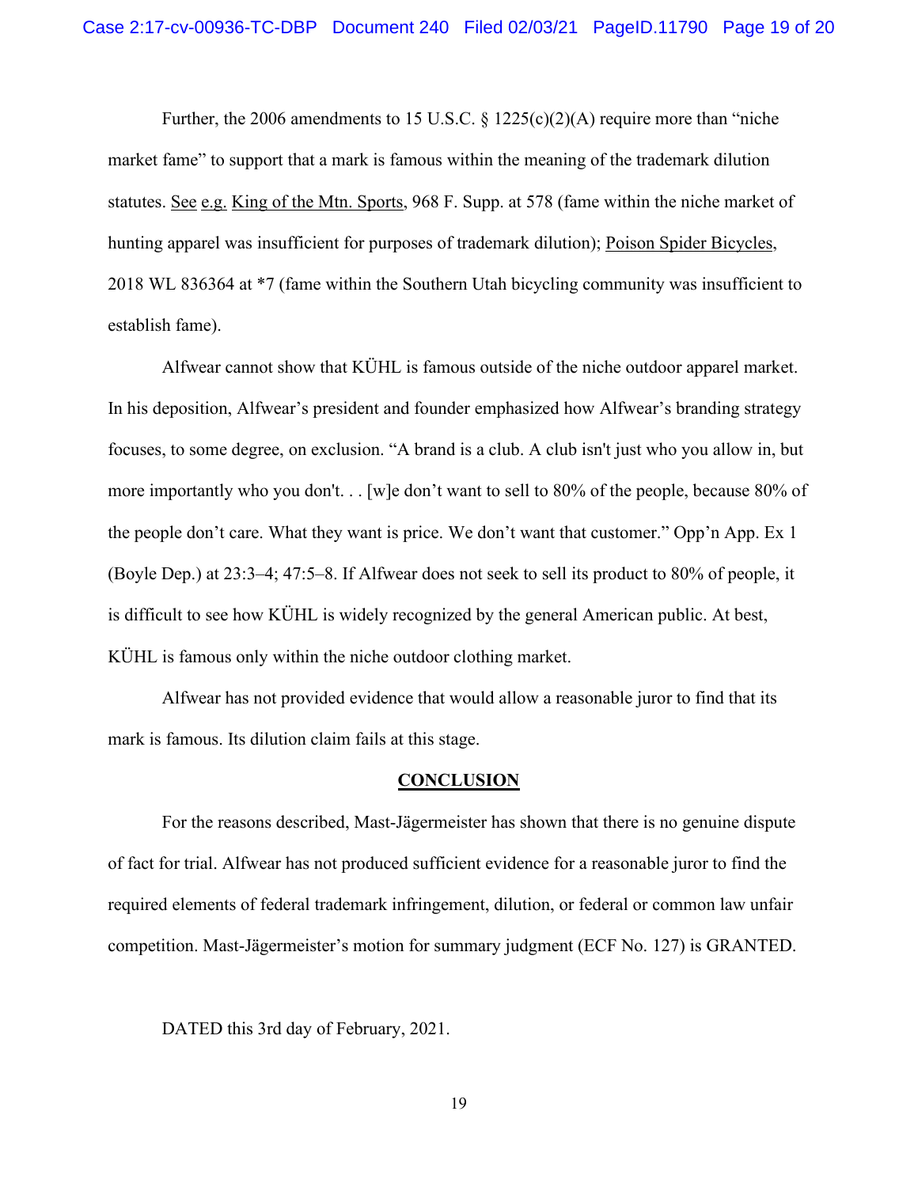Further, the 2006 amendments to 15 U.S.C. § 1225(c)(2)(A) require more than "niche market fame" to support that a mark is famous within the meaning of the trademark dilution statutes. See e.g. King of the Mtn. Sports, 968 F. Supp. at 578 (fame within the niche market of hunting apparel was insufficient for purposes of trademark dilution); Poison Spider Bicycles, 2018 WL 836364 at *7 (fame within the Southern Utah bicycling community was insufficient to establish fame).

Alfwear cannot show that KÜHL is famous outside of the niche outdoor apparel market. In his deposition, Alfwear's president and founder emphasized how Alfwear's branding strategy focuses, to some degree, on exclusion. "A brand is a club. A club isn't just who you allow in, but more importantly who you don't. . . [w]e don't want to sell to 80% of the people, because 80% of the people don't care. What they want is price. We don't want that customer." Opp'n App. Ex 1 (Boyle Dep.) at 23:3–4; 47:5–8. If Alfwear does not seek to sell its product to 80% of people, it is difficult to see how KÜHL is widely recognized by the general American public. At best, KÜHL is famous only within the niche outdoor clothing market.

Alfwear has not provided evidence that would allow a reasonable juror to find that its mark is famous. Its dilution claim fails at this stage.

## CONCLUSION

For the reasons described, Mast-Jägermeister has shown that there is no genuine dispute of fact for trial. Alfwear has not produced sufficient evidence for a reasonable juror to find the required elements of federal trademark infringement, dilution, or federal or common law unfair competition. Mast-Jägermeister's motion for summary judgment (ECF No. 127) is GRANTED.

DATED this 3rd day of February, 2021.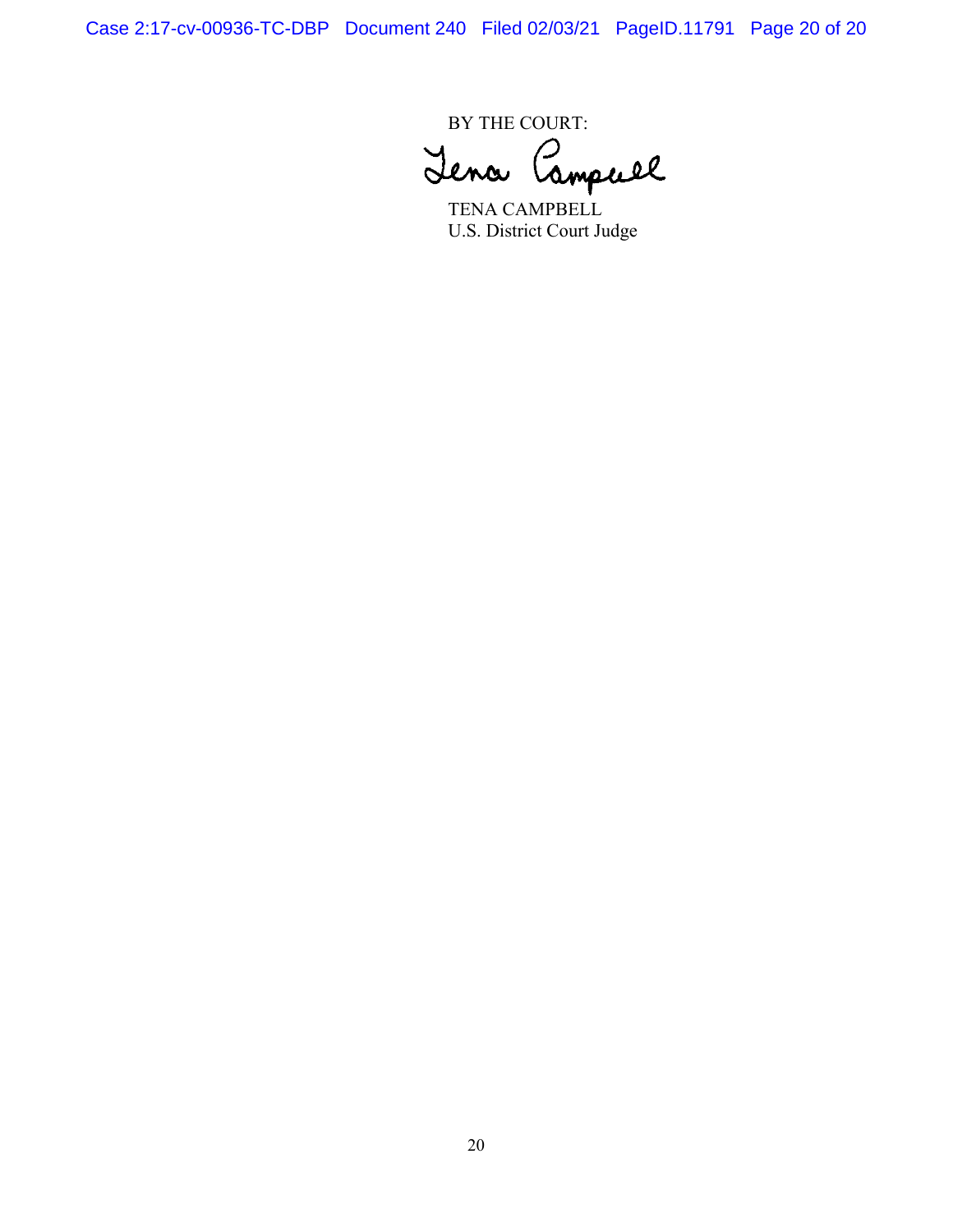BY THE COURT:

Tena Campbell

TENA CAMPBELL
U.S. District Court Judge